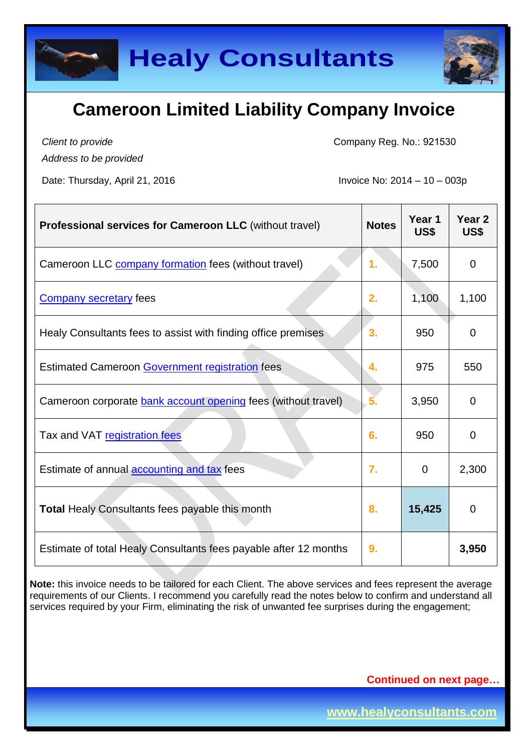# Healy Consultants

## Cameroon Limited Liability Company Invoice

*Client to provide*
*Address to be provided*

Company Reg. No.: 921530

Date: Thursday, April 21, 2016

Invoice No: 2014 – 10 – 003p

| **Professional services for Cameroon LLC** (without travel) | **Notes** | **Year 1 US$** | **Year 2 US$** |
|---|---|---|---|
| Cameroon LLC company formation fees (without travel) | 1. | 7,500 | 0 |
| Company secretary fees | 2. | 1,100 | 1,100 |
| Healy Consultants fees to assist with finding office premises | 3. | 950 | 0 |
| Estimated Cameroon Government registration fees | 4. | 975 | 550 |
| Cameroon corporate bank account opening fees (without travel) | 5. | 3,950 | 0 |
| Tax and VAT registration fees | 6. | 950 | 0 |
| Estimate of annual accounting and tax fees | 7. | 0 | 2,300 |
| **Total** Healy Consultants fees payable this month | 8. | **15,425** | 0 |
| Estimate of total Healy Consultants fees payable after 12 months | 9. | | **3,950** |

**Note:** this invoice needs to be tailored for each Client. The above services and fees represent the average requirements of our Clients. I recommend you carefully read the notes below to confirm and understand all services required by your Firm, eliminating the risk of unwanted fee surprises during the engagement;

**Continued on next page…**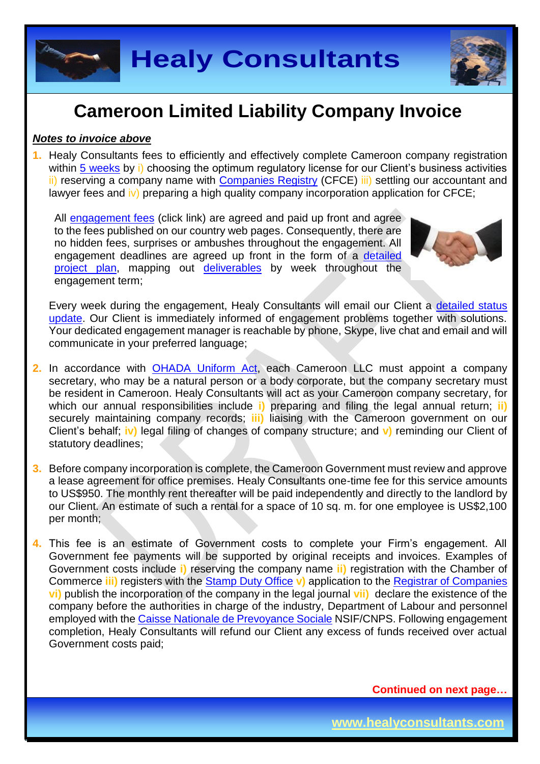# Cameroon Limited Liability Company Invoice

***Notes to invoice above***

1. Healy Consultants fees to efficiently and effectively complete Cameroon company registration within 5 weeks by i) choosing the optimum regulatory license for our Client's business activities ii) reserving a company name with Companies Registry (CFCE) iii) settling our accountant and lawyer fees and iv) preparing a high quality company incorporation application for CFCE;

   All engagement fees (click link) are agreed and paid up front and agree to the fees published on our country web pages. Consequently, there are no hidden fees, surprises or ambushes throughout the engagement. All engagement deadlines are agreed up front in the form of a detailed project plan, mapping out deliverables by week throughout the engagement term;

   Every week during the engagement, Healy Consultants will email our Client a detailed status update. Our Client is immediately informed of engagement problems together with solutions. Your dedicated engagement manager is reachable by phone, Skype, live chat and email and will communicate in your preferred language;

2. In accordance with OHADA Uniform Act, each Cameroon LLC must appoint a company secretary, who may be a natural person or a body corporate, but the company secretary must be resident in Cameroon. Healy Consultants will act as your Cameroon company secretary, for which our annual responsibilities include **i)** preparing and filing the legal annual return; **ii)** securely maintaining company records; **iii)** liaising with the Cameroon government on our Client's behalf; **iv)** legal filing of changes of company structure; and **v)** reminding our Client of statutory deadlines;

3. Before company incorporation is complete, the Cameroon Government must review and approve a lease agreement for office premises. Healy Consultants one-time fee for this service amounts to US$950. The monthly rent thereafter will be paid independently and directly to the landlord by our Client. An estimate of such a rental for a space of 10 sq. m. for one employee is US$2,100 per month;

4. This fee is an estimate of Government costs to complete your Firm's engagement. All Government fee payments will be supported by original receipts and invoices. Examples of Government costs include **i)** reserving the company name **ii)** registration with the Chamber of Commerce **iii)** registers with the Stamp Duty Office **v)** application to the Registrar of Companies **vi)** publish the incorporation of the company in the legal journal **vii)** declare the existence of the company before the authorities in charge of the industry, Department of Labour and personnel employed with the Caisse Nationale de Prevoyance Sociale NSIF/CNPS. Following engagement completion, Healy Consultants will refund our Client any excess of funds received over actual Government costs paid;

**Continued on next page…**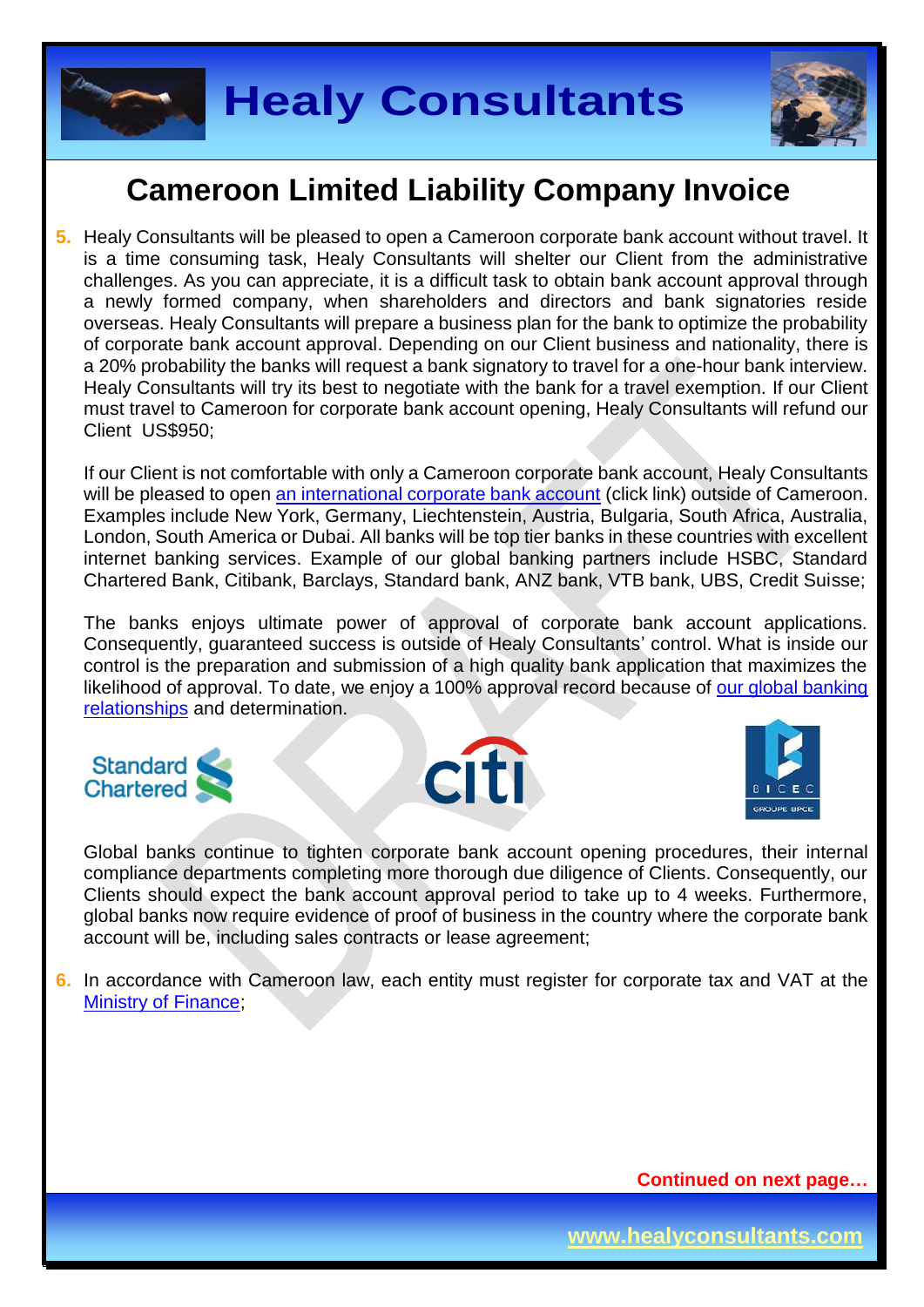# Cameroon Limited Liability Company Invoice

5. Healy Consultants will be pleased to open a Cameroon corporate bank account without travel. It is a time consuming task, Healy Consultants will shelter our Client from the administrative challenges. As you can appreciate, it is a difficult task to obtain bank account approval through a newly formed company, when shareholders and directors and bank signatories reside overseas. Healy Consultants will prepare a business plan for the bank to optimize the probability of corporate bank account approval. Depending on our Client business and nationality, there is a 20% probability the banks will request a bank signatory to travel for a one-hour bank interview. Healy Consultants will try its best to negotiate with the bank for a travel exemption. If our Client must travel to Cameroon for corporate bank account opening, Healy Consultants will refund our Client US$950;

   If our Client is not comfortable with only a Cameroon corporate bank account, Healy Consultants will be pleased to open [an international corporate bank account](#) (click link) outside of Cameroon. Examples include New York, Germany, Liechtenstein, Austria, Bulgaria, South Africa, Australia, London, South America or Dubai. All banks will be top tier banks in these countries with excellent internet banking services. Example of our global banking partners include HSBC, Standard Chartered Bank, Citibank, Barclays, Standard bank, ANZ bank, VTB bank, UBS, Credit Suisse;

   The banks enjoys ultimate power of approval of corporate bank account applications. Consequently, guaranteed success is outside of Healy Consultants' control. What is inside our control is the preparation and submission of a high quality bank application that maximizes the likelihood of approval. To date, we enjoy a 100% approval record because of [our global banking relationships](#) and determination.

   Global banks continue to tighten corporate bank account opening procedures, their internal compliance departments completing more thorough due diligence of Clients. Consequently, our Clients should expect the bank account approval period to take up to 4 weeks. Furthermore, global banks now require evidence of proof of business in the country where the corporate bank account will be, including sales contracts or lease agreement;

6. In accordance with Cameroon law, each entity must register for corporate tax and VAT at the [Ministry of Finance](#);

**Continued on next page…**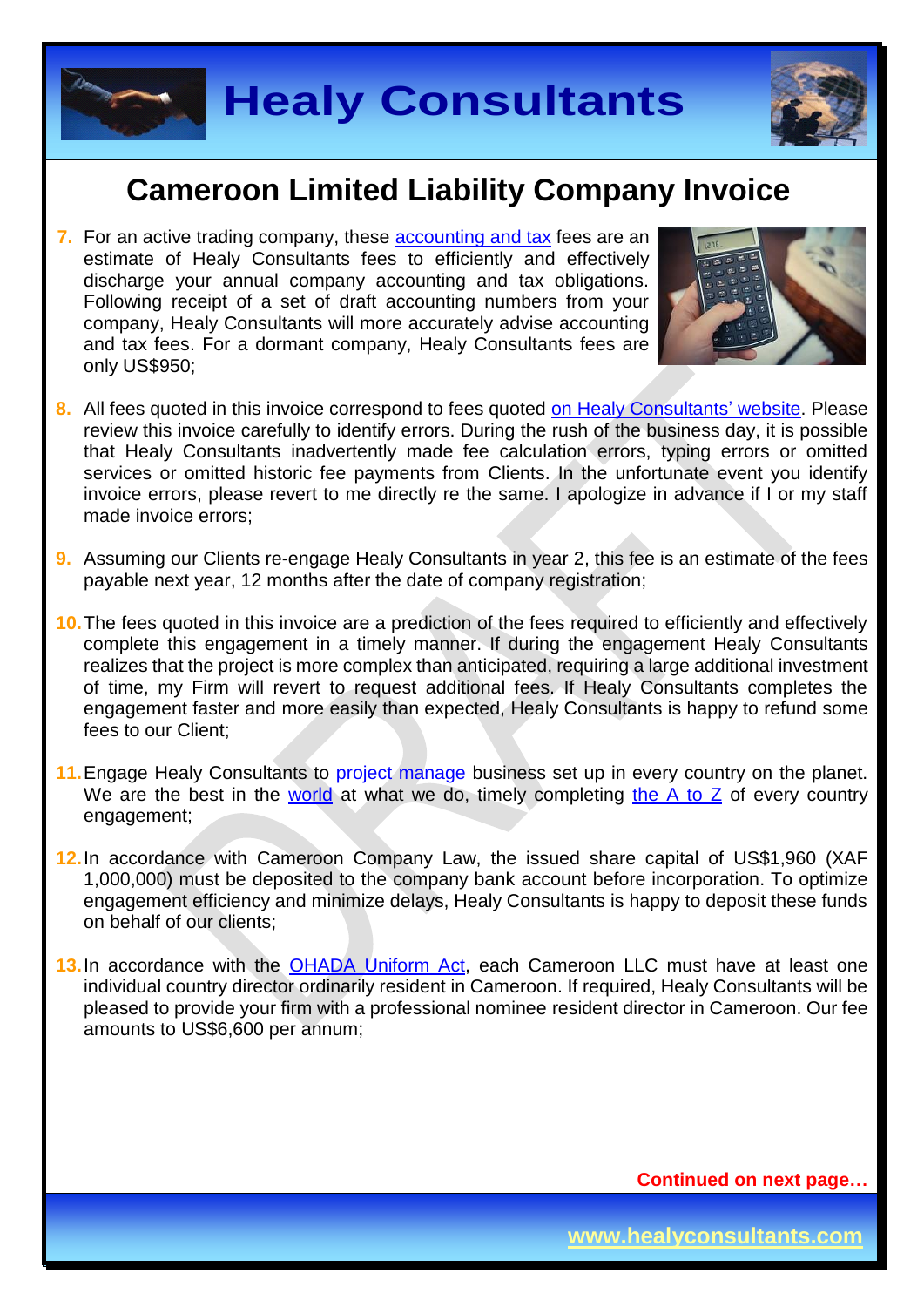# Cameroon Limited Liability Company Invoice

7. For an active trading company, these accounting and tax fees are an estimate of Healy Consultants fees to efficiently and effectively discharge your annual company accounting and tax obligations. Following receipt of a set of draft accounting numbers from your company, Healy Consultants will more accurately advise accounting and tax fees. For a dormant company, Healy Consultants fees are only US$950;

8. All fees quoted in this invoice correspond to fees quoted on Healy Consultants' website. Please review this invoice carefully to identify errors. During the rush of the business day, it is possible that Healy Consultants inadvertently made fee calculation errors, typing errors or omitted services or omitted historic fee payments from Clients. In the unfortunate event you identify invoice errors, please revert to me directly re the same. I apologize in advance if I or my staff made invoice errors;

9. Assuming our Clients re-engage Healy Consultants in year 2, this fee is an estimate of the fees payable next year, 12 months after the date of company registration;

10. The fees quoted in this invoice are a prediction of the fees required to efficiently and effectively complete this engagement in a timely manner. If during the engagement Healy Consultants realizes that the project is more complex than anticipated, requiring a large additional investment of time, my Firm will revert to request additional fees. If Healy Consultants completes the engagement faster and more easily than expected, Healy Consultants is happy to refund some fees to our Client;

11. Engage Healy Consultants to project manage business set up in every country on the planet. We are the best in the world at what we do, timely completing the A to Z of every country engagement;

12. In accordance with Cameroon Company Law, the issued share capital of US$1,960 (XAF 1,000,000) must be deposited to the company bank account before incorporation. To optimize engagement efficiency and minimize delays, Healy Consultants is happy to deposit these funds on behalf of our clients;

13. In accordance with the OHADA Uniform Act, each Cameroon LLC must have at least one individual country director ordinarily resident in Cameroon. If required, Healy Consultants will be pleased to provide your firm with a professional nominee resident director in Cameroon. Our fee amounts to US$6,600 per annum;

**Continued on next page…**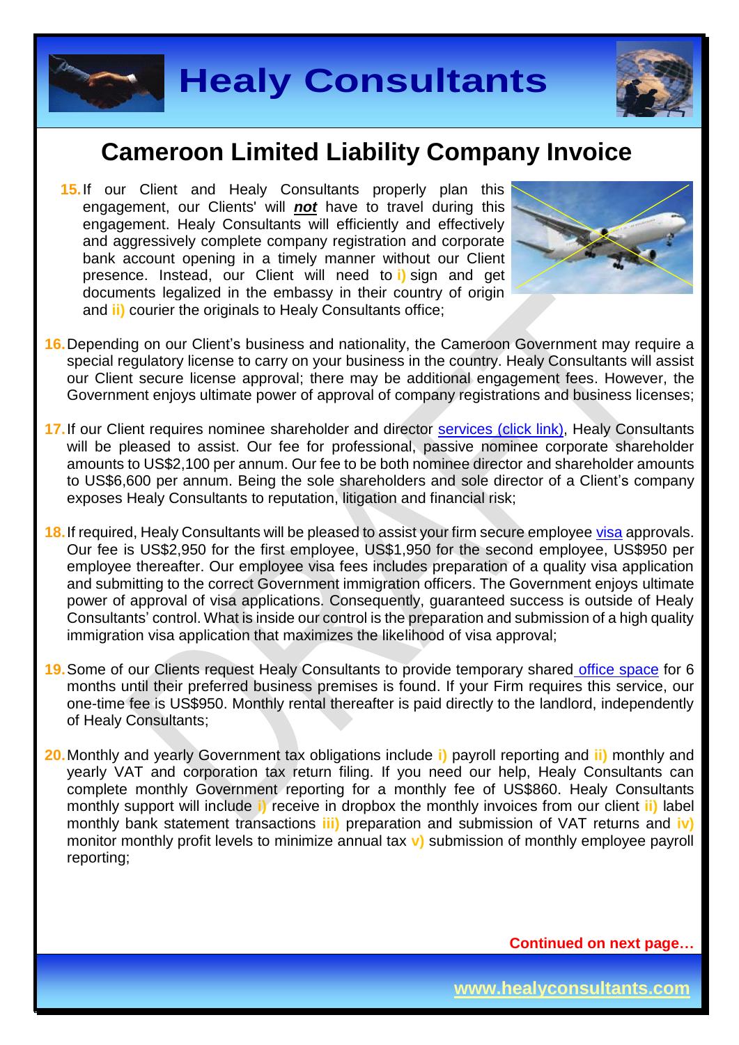# Cameroon Limited Liability Company Invoice

15. If our Client and Healy Consultants properly plan this engagement, our Clients' will ***not*** have to travel during this engagement. Healy Consultants will efficiently and effectively and aggressively complete company registration and corporate bank account opening in a timely manner without our Client presence. Instead, our Client will need to **i)** sign and get documents legalized in the embassy in their country of origin and **ii)** courier the originals to Healy Consultants office;

16. Depending on our Client's business and nationality, the Cameroon Government may require a special regulatory license to carry on your business in the country. Healy Consultants will assist our Client secure license approval; there may be additional engagement fees. However, the Government enjoys ultimate power of approval of company registrations and business licenses;

17. If our Client requires nominee shareholder and director services (click link), Healy Consultants will be pleased to assist. Our fee for professional, passive nominee corporate shareholder amounts to US$2,100 per annum. Our fee to be both nominee director and shareholder amounts to US$6,600 per annum. Being the sole shareholders and sole director of a Client's company exposes Healy Consultants to reputation, litigation and financial risk;

18. If required, Healy Consultants will be pleased to assist your firm secure employee visa approvals. Our fee is US$2,950 for the first employee, US$1,950 for the second employee, US$950 per employee thereafter. Our employee visa fees includes preparation of a quality visa application and submitting to the correct Government immigration officers. The Government enjoys ultimate power of approval of visa applications. Consequently, guaranteed success is outside of Healy Consultants' control. What is inside our control is the preparation and submission of a high quality immigration visa application that maximizes the likelihood of visa approval;

19. Some of our Clients request Healy Consultants to provide temporary shared office space for 6 months until their preferred business premises is found. If your Firm requires this service, our one-time fee is US$950. Monthly rental thereafter is paid directly to the landlord, independently of Healy Consultants;

20. Monthly and yearly Government tax obligations include **i)** payroll reporting and **ii)** monthly and yearly VAT and corporation tax return filing. If you need our help, Healy Consultants can complete monthly Government reporting for a monthly fee of US$860. Healy Consultants monthly support will include **i)** receive in dropbox the monthly invoices from our client **ii)** label monthly bank statement transactions **iii)** preparation and submission of VAT returns and **iv)** monitor monthly profit levels to minimize annual tax **v)** submission of monthly employee payroll reporting;

**Continued on next page…**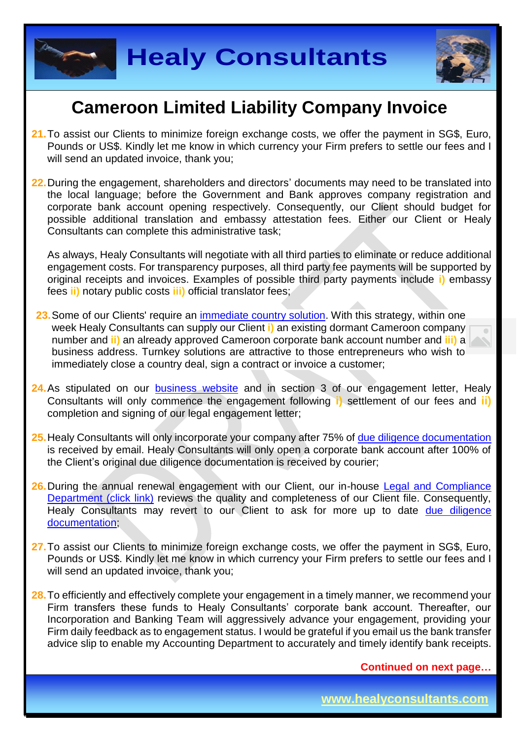# Cameroon Limited Liability Company Invoice

21. To assist our Clients to minimize foreign exchange costs, we offer the payment in SG$, Euro, Pounds or US$. Kindly let me know in which currency your Firm prefers to settle our fees and I will send an updated invoice, thank you;

22. During the engagement, shareholders and directors' documents may need to be translated into the local language; before the Government and Bank approves company registration and corporate bank account opening respectively. Consequently, our Client should budget for possible additional translation and embassy attestation fees. Either our Client or Healy Consultants can complete this administrative task;

    As always, Healy Consultants will negotiate with all third parties to eliminate or reduce additional engagement costs. For transparency purposes, all third party fee payments will be supported by original receipts and invoices. Examples of possible third party payments include **i)** embassy fees **ii)** notary public costs **iii)** official translator fees;

23. Some of our Clients' require an [immediate country solution](). With this strategy, within one week Healy Consultants can supply our Client **i)** an existing dormant Cameroon company number and **ii)** an already approved Cameroon corporate bank account number and **iii)** a business address. Turnkey solutions are attractive to those entrepreneurs who wish to immediately close a country deal, sign a contract or invoice a customer;

24. As stipulated on our [business website]() and in section 3 of our engagement letter, Healy Consultants will only commence the engagement following **i)** settlement of our fees and **ii)** completion and signing of our legal engagement letter;

25. Healy Consultants will only incorporate your company after 75% of [due diligence documentation]() is received by email. Healy Consultants will only open a corporate bank account after 100% of the Client's original due diligence documentation is received by courier;

26. During the annual renewal engagement with our Client, our in-house [Legal and Compliance Department (click link)]() reviews the quality and completeness of our Client file. Consequently, Healy Consultants may revert to our Client to ask for more up to date [due diligence documentation]();

27. To assist our Clients to minimize foreign exchange costs, we offer the payment in SG$, Euro, Pounds or US$. Kindly let me know in which currency your Firm prefers to settle our fees and I will send an updated invoice, thank you;

28. To efficiently and effectively complete your engagement in a timely manner, we recommend your Firm transfers these funds to Healy Consultants' corporate bank account. Thereafter, our Incorporation and Banking Team will aggressively advance your engagement, providing your Firm daily feedback as to engagement status. I would be grateful if you email us the bank transfer advice slip to enable my Accounting Department to accurately and timely identify bank receipts.

**Continued on next page…**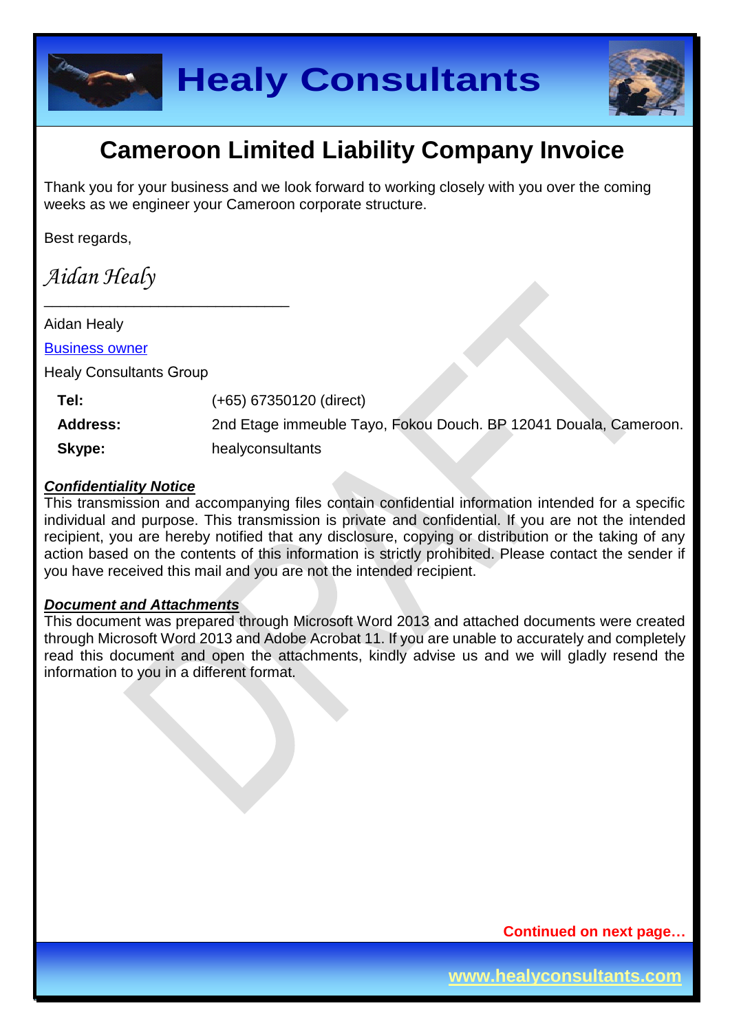# Cameroon Limited Liability Company Invoice

Thank you for your business and we look forward to working closely with you over the coming weeks as we engineer your Cameroon corporate structure.

Best regards,

*Aidan Healy*

_____________________________

Aidan Healy

Business owner

Healy Consultants Group

| | |
|---|---|
| **Tel:** | (+65) 67350120 (direct) |
| **Address:** | 2nd Etage immeuble Tayo, Fokou Douch. BP 12041 Douala, Cameroon. |
| **Skype:** | healyconsultants |

***Confidentiality Notice***

This transmission and accompanying files contain confidential information intended for a specific individual and purpose. This transmission is private and confidential. If you are not the intended recipient, you are hereby notified that any disclosure, copying or distribution or the taking of any action based on the contents of this information is strictly prohibited. Please contact the sender if you have received this mail and you are not the intended recipient.

***Document and Attachments***

This document was prepared through Microsoft Word 2013 and attached documents were created through Microsoft Word 2013 and Adobe Acrobat 11. If you are unable to accurately and completely read this document and open the attachments, kindly advise us and we will gladly resend the information to you in a different format.

**Continued on next page…**